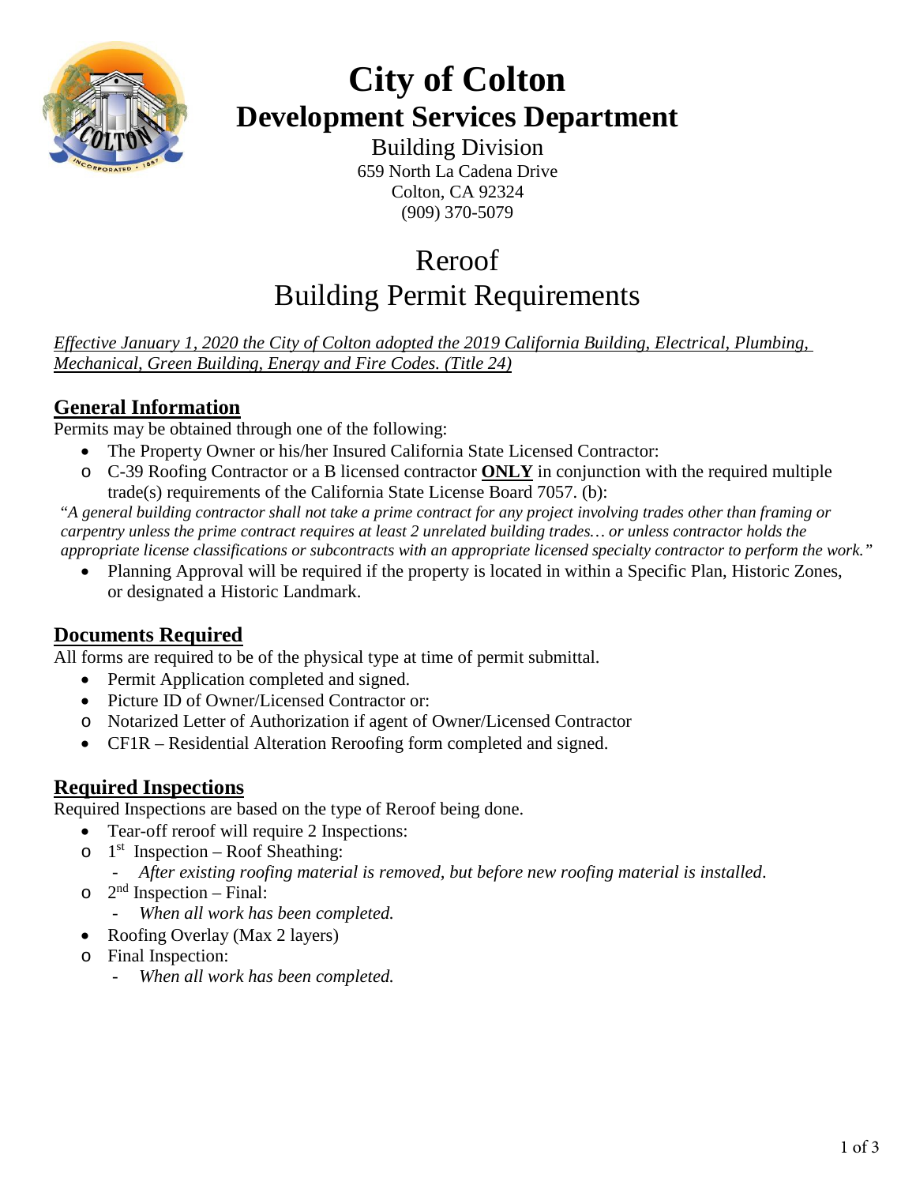# City of Colton
## Development Services Department

Building Division
659 North La Cadena Drive
Colton, CA 92324
(909) 370-5079

# Reroof
# Building Permit Requirements

*Effective January 1, 2020 the City of Colton adopted the 2019 California Building, Electrical, Plumbing, Mechanical, Green Building, Energy and Fire Codes. (Title 24)*

## General Information

Permits may be obtained through one of the following:

- The Property Owner or his/her Insured California State Licensed Contractor:
  - C-39 Roofing Contractor or a B licensed contractor **ONLY** in conjunction with the required multiple trade(s) requirements of the California State License Board 7057. (b):

"*A general building contractor shall not take a prime contract for any project involving trades other than framing or carpentry unless the prime contract requires at least 2 unrelated building trades… or unless contractor holds the appropriate license classifications or subcontracts with an appropriate licensed specialty contractor to perform the work.*"

- Planning Approval will be required if the property is located in within a Specific Plan, Historic Zones, or designated a Historic Landmark.

## Documents Required

All forms are required to be of the physical type at time of permit submittal.

- Permit Application completed and signed.
- Picture ID of Owner/Licensed Contractor or:
  - Notarized Letter of Authorization if agent of Owner/Licensed Contractor
- CF1R – Residential Alteration Reroofing form completed and signed.

## Required Inspections

Required Inspections are based on the type of Reroof being done.

- Tear-off reroof will require 2 Inspections:
  - 1st Inspection – Roof Sheathing:
    - *After existing roofing material is removed, but before new roofing material is installed.*
  - 2nd Inspection – Final:
    - *When all work has been completed.*
- Roofing Overlay (Max 2 layers)
  - Final Inspection:
    - *When all work has been completed.*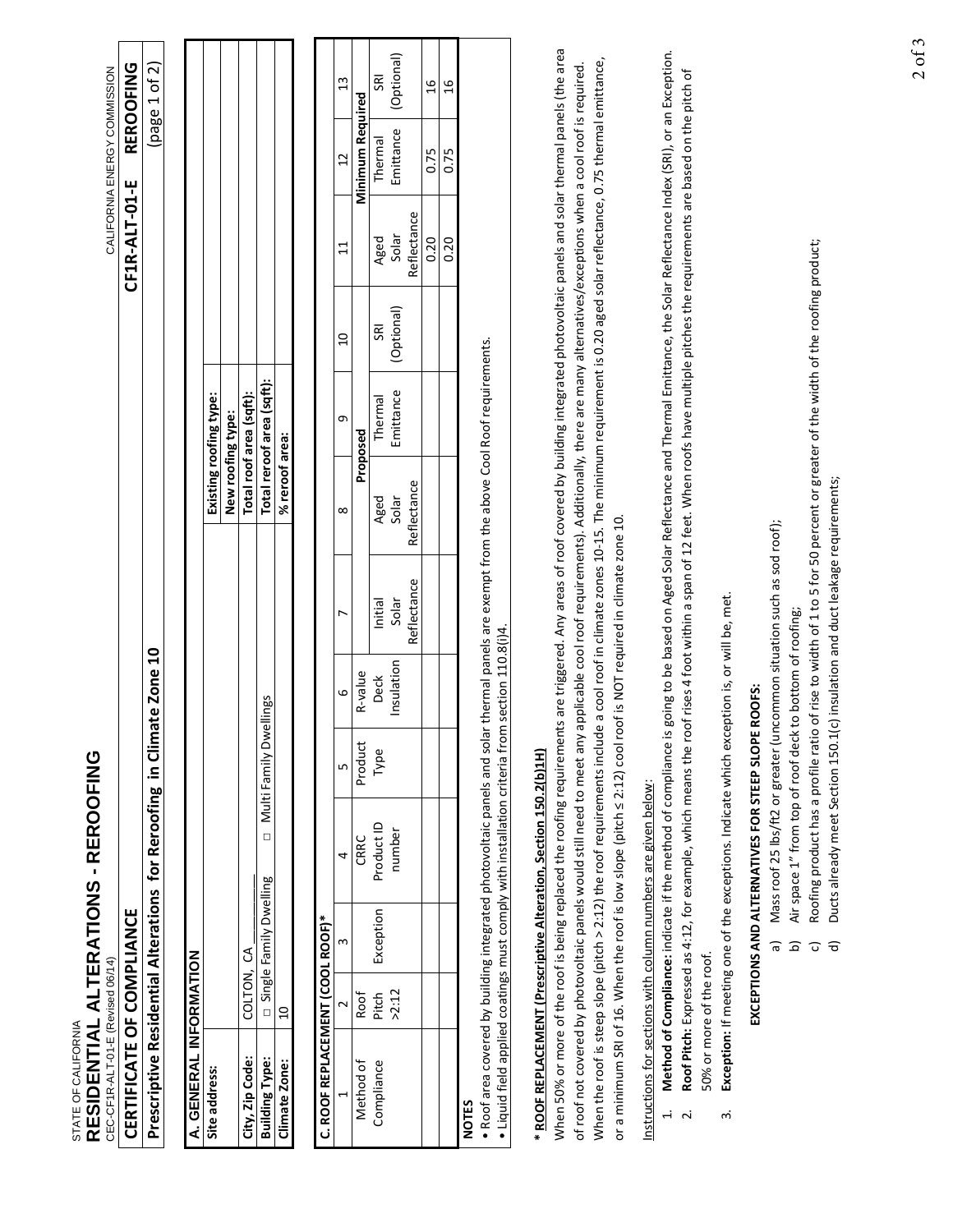STATE OF CALIFORNIA

# RESIDENTIAL ALTERATIONS - REROOFING

CEC-CF1R-ALT-01-E (Revised 06/14)

CALIFORNIA ENERGY COMMISSION

## CERTIFICATE OF COMPLIANCE — CF1R-ALT-01-E REROOFING

### Prescriptive Residential Alterations for Reroofing in Climate Zone 10 (page 1 of 2)

| A. GENERAL INFORMATION | | | |
|---|---|---|---|
| Site address: | | Existing roofing type: | |
| | | New roofing type: | |
| City, Zip Code: | COLTON, CA | Total roof area (sqft): | |
| Building Type: | □ Single Family Dwelling □ Multi Family Dwellings | Total reroof area (sqft): | |
| Climate Zone: | 10 | % reroof area: | |

**C. ROOF REPLACEMENT (COOL ROOF)***

| 1 | 2 | 3 | 4 | 5 | 6 | 7 | 8 | 9 | 10 | 11 | 12 | 13 |
|---|---|---|---|---|---|---|---|---|---|---|---|---|
| | | | | | | | Proposed | | | Minimum Required | | |
| Method of Compliance | Roof Pitch >2:12 | Exception | CRRC Product ID number | Product Type | R-value Deck Insulation | Initial Solar Reflectance | Aged Solar Reflectance | Thermal Emittance | SRI (Optional) | Aged Solar Reflectance | Thermal Emittance | SRI (Optional) |
| | | | | | | | | | | 0.20 | 0.75 | 16 |
| | | | | | | | | | | 0.20 | 0.75 | 16 |

**NOTES**

- Roof area covered by building integrated photovoltaic panels and solar thermal panels are exempt from the above Cool Roof requirements.
- Liquid field applied coatings must comply with installation criteria from section 110.8(i)4.

**\* ROOF REPLACEMENT (Prescriptive Alteration, Section 150.2(b)1H)**

When 50% or more of the roof is being replaced the roofing requirements are triggered. Any areas of roof covered by building integrated photovoltaic panels and solar thermal panels (the area of roof not covered by photovoltaic panels would still need to meet any applicable cool roof requirements). Additionally, there are many alternatives/exceptions when a cool roof is required. When the roof is steep slope (pitch > 2:12) the roof requirements include a cool roof in climate zones 10-15. The minimum requirement is 0.20 aged solar reflectance, 0.75 thermal emittance, or a minimum SRI of 16. When the roof is low slope (pitch ≤ 2:12) cool roof is NOT required in climate zone 10.

Instructions for sections with column numbers are given below:

1. **Method of Compliance:** indicate if the method of compliance is going to be based on Aged Solar Reflectance and Thermal Emittance, the Solar Reflectance Index (SRI), or an Exception.
2. **Roof Pitch:** Expressed as 4:12, for example, which means the roof rises 4 foot within a span of 12 feet. When roofs have multiple pitches the requirements are based on the pitch of 50% or more of the roof.
3. **Exception:** If meeting one of the exceptions. Indicate which exception is, or will be, met.

**EXCEPTIONS AND ALTERNATIVES FOR STEEP SLOPE ROOFS:**

a) Mass roof 25 lbs/ft2 or greater (uncommon situation such as sod roof);
b) Air space 1" from top of roof deck to bottom of roofing;
c) Roofing product has a profile ratio of rise to width of 1 to 5 for 50 percent or greater of the width of the roofing product;
d) Ducts already meet Section 150.1(c) insulation and duct leakage requirements;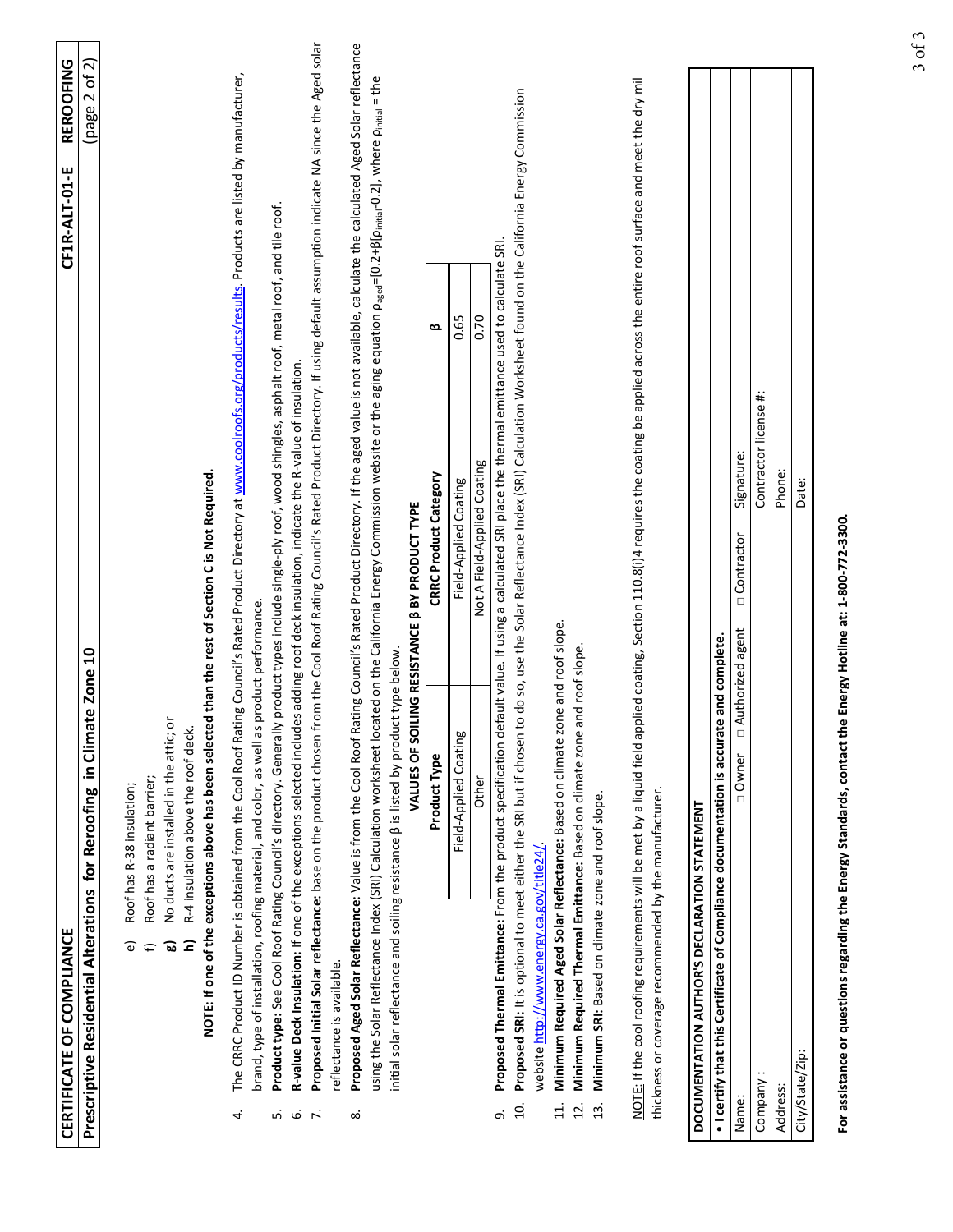| CERTIFICATE OF COMPLIANCE | CF1R-ALT-01-E | REROOFING |
|---|---|---|
| Prescriptive Residential Alterations for Reroofing in Climate Zone 10 | | (page 2 of 2) |

e) Roof has R-38 insulation;
f) Roof has a radiant barrier;
**g)** No ducts are installed in the attic; or
**h)** R-4 insulation above the roof deck.

**NOTE: If one of the exceptions above has been selected than the rest of Section C is Not Required.**

4. The CRRC Product ID Number is obtained from the Cool Roof Rating Council's Rated Product Directory at [www.coolroofs.org/products/results](www.coolroofs.org/products/results). Products are listed by manufacturer, brand, type of installation, roofing material, and color, as well as product performance.
5. **Product type:** See Cool Roof Rating Council's directory. Generally product types include single-ply roof, wood shingles, asphalt roof, metal roof, and tile roof.
6. **R-value Deck Insulation:** If one of the exceptions selected includes adding roof deck insulation, indicate the R-value of insulation.
7. **Proposed Initial Solar reflectance:** base on the product chosen from the Cool Roof Rating Council's Rated Product Directory. If using default assumption indicate NA since the Aged solar reflectance is available.
8. **Proposed Aged Solar Reflectance:** Value is from the Cool Roof Rating Council's Rated Product Directory. If the aged value is not available, calculate the calculated Aged Solar reflectance using the Solar Reflectance Index (SRI) Calculation worksheet located on the California Energy Commission website or the aging equation $\rho_{aged}=[0.2+\beta(\rho_{initial}-0.2)]$, where $\rho_{initial}$ = the initial solar reflectance and soiling resistance β is listed by product type below.

**VALUES OF SOILING RESISTANCE β BY PRODUCT TYPE**

| Product Type | CRRC Product Category | β |
|---|---|---|
| Field-Applied Coating | Field-Applied Coating | 0.65 |
| Other | Not A Field-Applied Coating | 0.70 |

9. **Proposed Thermal Emittance:** From the product specification default value. If using a calculated SRI place the thermal emittance used to calculate SRI.
10. **Proposed SRI:** It is optional to meet either the SRI but if chosen to do so, use the Solar Reflectance Index (SRI) Calculation Worksheet found on the California Energy Commission website [http://www.energy.ca.gov/title24/](http://www.energy.ca.gov/title24/).
11. **Minimum Required Aged Solar Reflectance:** Based on climate zone and roof slope.
12. **Minimum Required Thermal Emittance:** Based on climate zone and roof slope.
13. **Minimum SRI:** Based on climate zone and roof slope.

NOTE: If the cool roofing requirements will be met by a liquid field applied coating, Section 110.8(i)4 requires the coating be applied across the entire roof surface and meet the dry mil thickness or coverage recommended by the manufacturer.

| DOCUMENTATION AUTHOR'S DECLARATION STATEMENT | |
|---|---|
| • I certify that this Certificate of Compliance documentation is accurate and complete. | |
| Name: □ Owner □ Authorized agent □ Contractor | Signature: |
| Company : | Contractor license #: |
| Address: | Phone: |
| City/State/Zip: | Date: |

**For assistance or questions regarding the Energy Standards, contact the Energy Hotline at: 1-800-772-3300.**